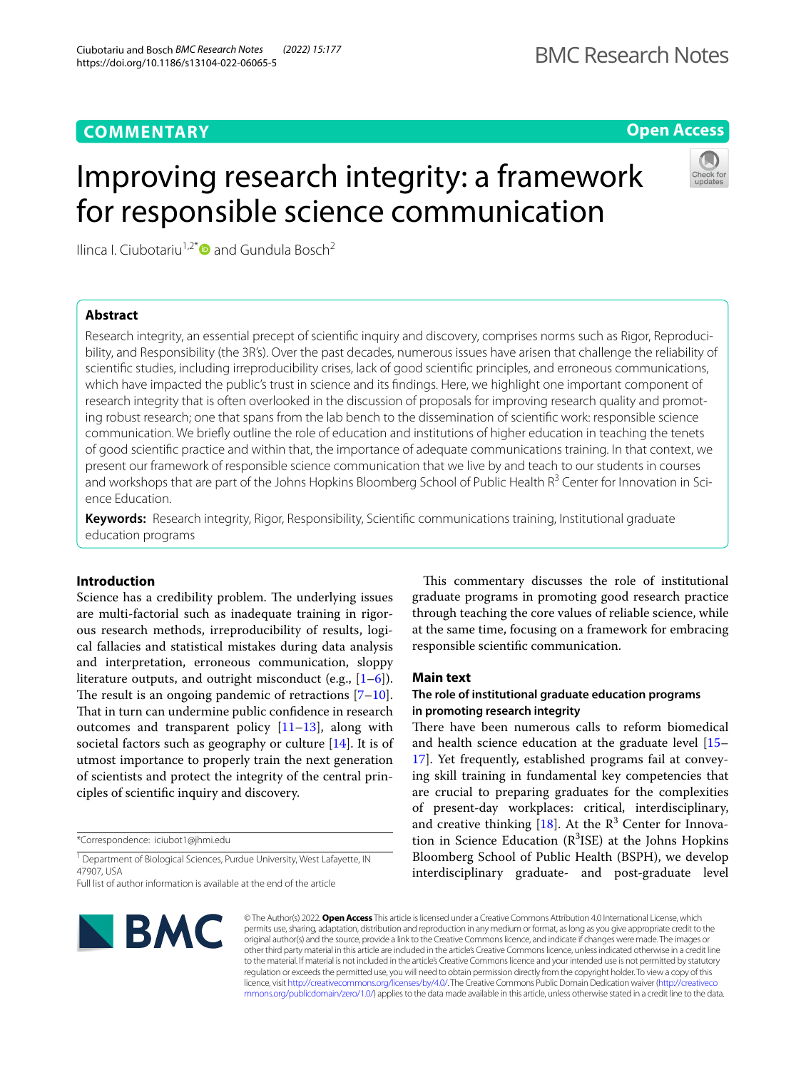COMMENTARY

Open Access

# Improving research integrity: a framework for responsible science communication

Ilinca I. Ciubotariu[1,2*] and Gundula Bosch[2]

## Abstract

Research integrity, an essential precept of scientific inquiry and discovery, comprises norms such as Rigor, Reproducibility, and Responsibility (the 3R's). Over the past decades, numerous issues have arisen that challenge the reliability of scientific studies, including irreproducibility crises, lack of good scientific principles, and erroneous communications, which have impacted the public's trust in science and its findings. Here, we highlight one important component of research integrity that is often overlooked in the discussion of proposals for improving research quality and promoting robust research; one that spans from the lab bench to the dissemination of scientific work: responsible science communication. We briefly outline the role of education and institutions of higher education in teaching the tenets of good scientific practice and within that, the importance of adequate communications training. In that context, we present our framework of responsible science communication that we live by and teach to our students in courses and workshops that are part of the Johns Hopkins Bloomberg School of Public Health R$^3$ Center for Innovation in Science Education.

**Keywords:** Research integrity, Rigor, Responsibility, Scientific communications training, Institutional graduate education programs

## Introduction

Science has a credibility problem. The underlying issues are multi-factorial such as inadequate training in rigorous research methods, irreproducibility of results, logical fallacies and statistical mistakes during data analysis and interpretation, erroneous communication, sloppy literature outputs, and outright misconduct (e.g., [1–6]). The result is an ongoing pandemic of retractions [7–10]. That in turn can undermine public confidence in research outcomes and transparent policy [11–13], along with societal factors such as geography or culture [14]. It is of utmost importance to properly train the next generation of scientists and protect the integrity of the central principles of scientific inquiry and discovery.

This commentary discusses the role of institutional graduate programs in promoting good research practice through teaching the core values of reliable science, while at the same time, focusing on a framework for embracing responsible scientific communication.

## Main text

### The role of institutional graduate education programs in promoting research integrity

There have been numerous calls to reform biomedical and health science education at the graduate level [15–17]. Yet frequently, established programs fail at conveying skill training in fundamental key competencies that are crucial to preparing graduates for the complexities of present-day workplaces: critical, interdisciplinary, and creative thinking [18]. At the R$^3$ Center for Innovation in Science Education (R$^3$ISE) at the Johns Hopkins Bloomberg School of Public Health (BSPH), we develop interdisciplinary graduate- and post-graduate level

*Correspondence: iciubot1@jhmi.edu

[1] Department of Biological Sciences, Purdue University, West Lafayette, IN 47907, USA

Full list of author information is available at the end of the article

© The Author(s) 2022. **Open Access** This article is licensed under a Creative Commons Attribution 4.0 International License, which permits use, sharing, adaptation, distribution and reproduction in any medium or format, as long as you give appropriate credit to the original author(s) and the source, provide a link to the Creative Commons licence, and indicate if changes were made. The images or other third party material in this article are included in the article's Creative Commons licence, unless indicated otherwise in a credit line to the material. If material is not included in the article's Creative Commons licence and your intended use is not permitted by statutory regulation or exceeds the permitted use, you will need to obtain permission directly from the copyright holder. To view a copy of this licence, visit http://creativecommons.org/licenses/by/4.0/. The Creative Commons Public Domain Dedication waiver (http://creativecommons.org/publicdomain/zero/1.0/) applies to the data made available in this article, unless otherwise stated in a credit line to the data.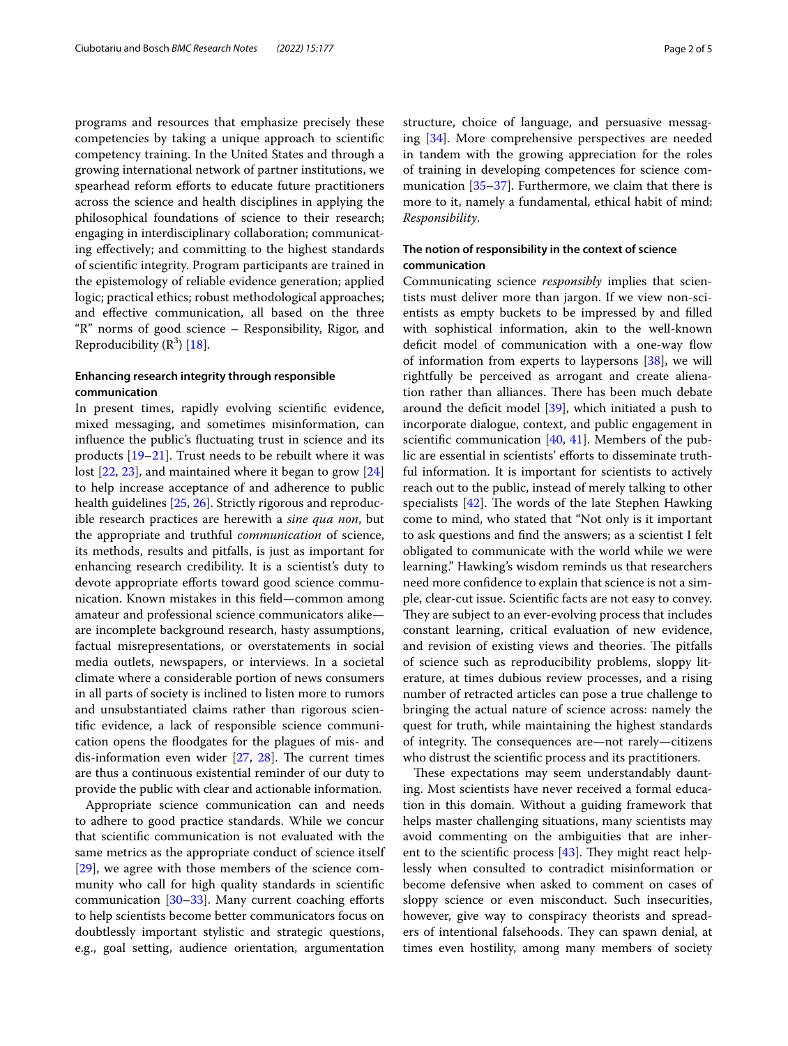programs and resources that emphasize precisely these competencies by taking a unique approach to scientific competency training. In the United States and through a growing international network of partner institutions, we spearhead reform efforts to educate future practitioners across the science and health disciplines in applying the philosophical foundations of science to their research; engaging in interdisciplinary collaboration; communicating effectively; and committing to the highest standards of scientific integrity. Program participants are trained in the epistemology of reliable evidence generation; applied logic; practical ethics; robust methodological approaches; and effective communication, all based on the three "R" norms of good science – Responsibility, Rigor, and Reproducibility ($R^3$) [18].

### Enhancing research integrity through responsible communication

In present times, rapidly evolving scientific evidence, mixed messaging, and sometimes misinformation, can influence the public's fluctuating trust in science and its products [19–21]. Trust needs to be rebuilt where it was lost [22, 23], and maintained where it began to grow [24] to help increase acceptance of and adherence to public health guidelines [25, 26]. Strictly rigorous and reproducible research practices are herewith a *sine qua non*, but the appropriate and truthful *communication* of science, its methods, results and pitfalls, is just as important for enhancing research credibility. It is a scientist's duty to devote appropriate efforts toward good science communication. Known mistakes in this field—common among amateur and professional science communicators alike—are incomplete background research, hasty assumptions, factual misrepresentations, or overstatements in social media outlets, newspapers, or interviews. In a societal climate where a considerable portion of news consumers in all parts of society is inclined to listen more to rumors and unsubstantiated claims rather than rigorous scientific evidence, a lack of responsible science communication opens the floodgates for the plagues of mis- and dis-information even wider [27, 28]. The current times are thus a continuous existential reminder of our duty to provide the public with clear and actionable information.

Appropriate science communication can and needs to adhere to good practice standards. While we concur that scientific communication is not evaluated with the same metrics as the appropriate conduct of science itself [29], we agree with those members of the science community who call for high quality standards in scientific communication [30–33]. Many current coaching efforts to help scientists become better communicators focus on doubtlessly important stylistic and strategic questions, e.g., goal setting, audience orientation, argumentation structure, choice of language, and persuasive messaging [34]. More comprehensive perspectives are needed in tandem with the growing appreciation for the roles of training in developing competences for science communication [35–37]. Furthermore, we claim that there is more to it, namely a fundamental, ethical habit of mind: *Responsibility*.

### The notion of responsibility in the context of science communication

Communicating science *responsibly* implies that scientists must deliver more than jargon. If we view non-scientists as empty buckets to be impressed by and filled with sophistical information, akin to the well-known deficit model of communication with a one-way flow of information from experts to laypersons [38], we will rightfully be perceived as arrogant and create alienation rather than alliances. There has been much debate around the deficit model [39], which initiated a push to incorporate dialogue, context, and public engagement in scientific communication [40, 41]. Members of the public are essential in scientists' efforts to disseminate truthful information. It is important for scientists to actively reach out to the public, instead of merely talking to other specialists [42]. The words of the late Stephen Hawking come to mind, who stated that "Not only is it important to ask questions and find the answers; as a scientist I felt obligated to communicate with the world while we were learning." Hawking's wisdom reminds us that researchers need more confidence to explain that science is not a simple, clear-cut issue. Scientific facts are not easy to convey. They are subject to an ever-evolving process that includes constant learning, critical evaluation of new evidence, and revision of existing views and theories. The pitfalls of science such as reproducibility problems, sloppy literature, at times dubious review processes, and a rising number of retracted articles can pose a true challenge to bringing the actual nature of science across: namely the quest for truth, while maintaining the highest standards of integrity. The consequences are—not rarely—citizens who distrust the scientific process and its practitioners.

These expectations may seem understandably daunting. Most scientists have never received a formal education in this domain. Without a guiding framework that helps master challenging situations, many scientists may avoid commenting on the ambiguities that are inherent to the scientific process [43]. They might react helplessly when consulted to contradict misinformation or become defensive when asked to comment on cases of sloppy science or even misconduct. Such insecurities, however, give way to conspiracy theorists and spreaders of intentional falsehoods. They can spawn denial, at times even hostility, among many members of society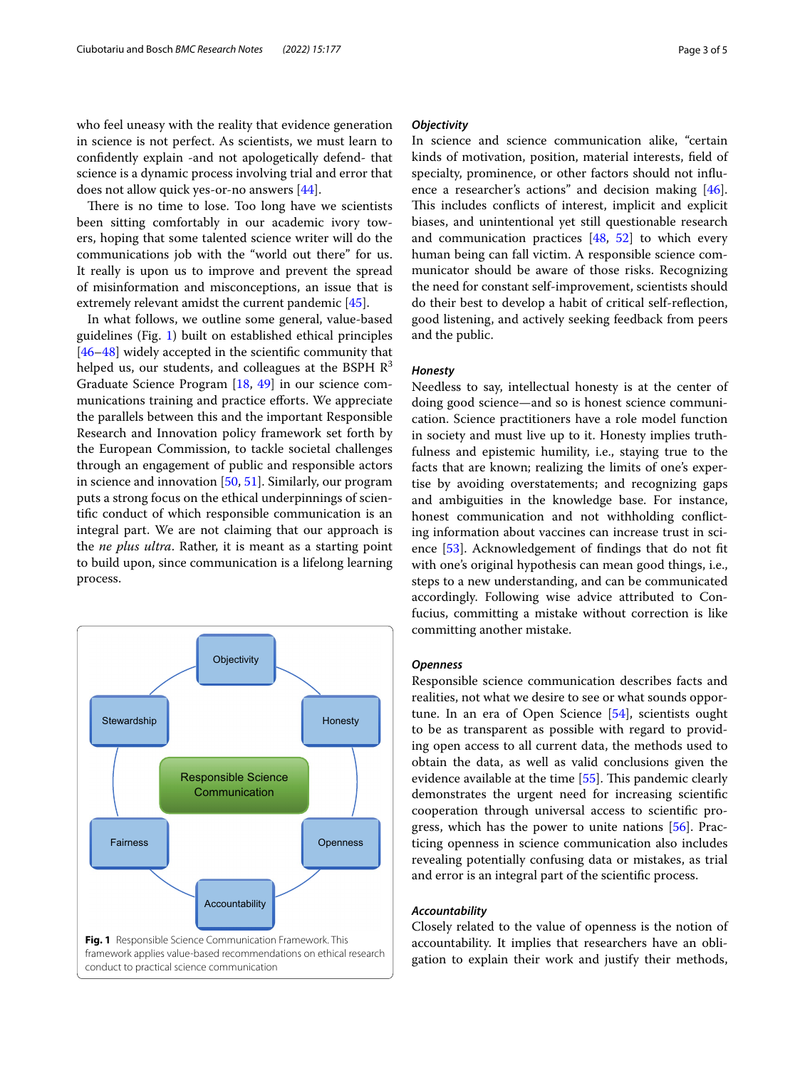who feel uneasy with the reality that evidence generation in science is not perfect. As scientists, we must learn to confidently explain -and not apologetically defend- that science is a dynamic process involving trial and error that does not allow quick yes-or-no answers [44].

There is no time to lose. Too long have we scientists been sitting comfortably in our academic ivory towers, hoping that some talented science writer will do the communications job with the "world out there" for us. It really is upon us to improve and prevent the spread of misinformation and misconceptions, an issue that is extremely relevant amidst the current pandemic [45].

In what follows, we outline some general, value-based guidelines (Fig. 1) built on established ethical principles [46–48] widely accepted in the scientific community that helped us, our students, and colleagues at the BSPH R[3] Graduate Science Program [18, 49] in our science communications training and practice efforts. We appreciate the parallels between this and the important Responsible Research and Innovation policy framework set forth by the European Commission, to tackle societal challenges through an engagement of public and responsible actors in science and innovation [50, 51]. Similarly, our program puts a strong focus on the ethical underpinnings of scientific conduct of which responsible communication is an integral part. We are not claiming that our approach is the *ne plus ultra*. Rather, it is meant as a starting point to build upon, since communication is a lifelong learning process.

Objectivity — Honesty — Openness — Accountability — Fairness — Stewardship — Responsible Science Communication

**Fig. 1** Responsible Science Communication Framework. This framework applies value-based recommendations on ethical research conduct to practical science communication

#### *Objectivity*

In science and science communication alike, "certain kinds of motivation, position, material interests, field of specialty, prominence, or other factors should not influence a researcher's actions" and decision making [46]. This includes conflicts of interest, implicit and explicit biases, and unintentional yet still questionable research and communication practices [48, 52] to which every human being can fall victim. A responsible science communicator should be aware of those risks. Recognizing the need for constant self-improvement, scientists should do their best to develop a habit of critical self-reflection, good listening, and actively seeking feedback from peers and the public.

#### *Honesty*

Needless to say, intellectual honesty is at the center of doing good science—and so is honest science communication. Science practitioners have a role model function in society and must live up to it. Honesty implies truthfulness and epistemic humility, i.e., staying true to the facts that are known; realizing the limits of one's expertise by avoiding overstatements; and recognizing gaps and ambiguities in the knowledge base. For instance, honest communication and not withholding conflicting information about vaccines can increase trust in science [53]. Acknowledgement of findings that do not fit with one's original hypothesis can mean good things, i.e., steps to a new understanding, and can be communicated accordingly. Following wise advice attributed to Confucius, committing a mistake without correction is like committing another mistake.

#### *Openness*

Responsible science communication describes facts and realities, not what we desire to see or what sounds opportune. In an era of Open Science [54], scientists ought to be as transparent as possible with regard to providing open access to all current data, the methods used to obtain the data, as well as valid conclusions given the evidence available at the time [55]. This pandemic clearly demonstrates the urgent need for increasing scientific cooperation through universal access to scientific progress, which has the power to unite nations [56]. Practicing openness in science communication also includes revealing potentially confusing data or mistakes, as trial and error is an integral part of the scientific process.

#### *Accountability*

Closely related to the value of openness is the notion of accountability. It implies that researchers have an obligation to explain their work and justify their methods,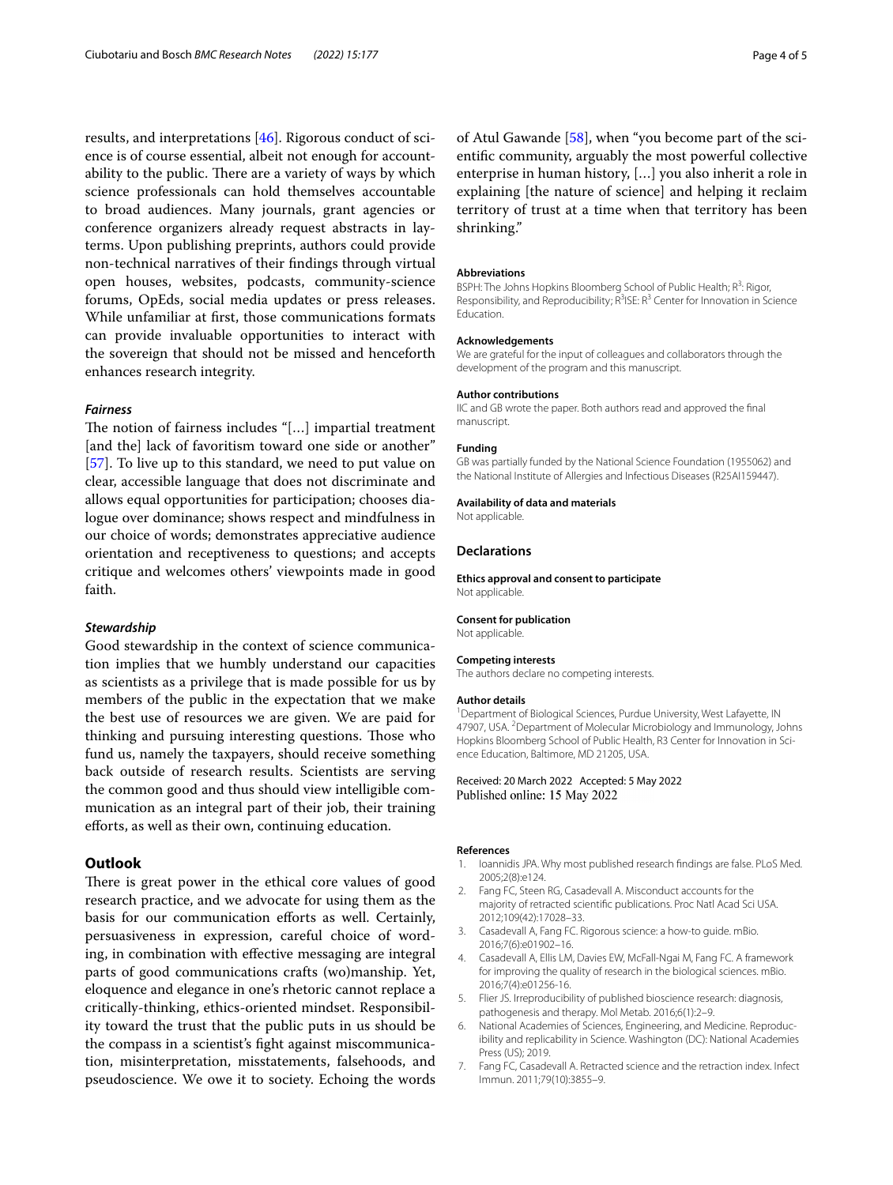results, and interpretations [46]. Rigorous conduct of science is of course essential, albeit not enough for accountability to the public. There are a variety of ways by which science professionals can hold themselves accountable to broad audiences. Many journals, grant agencies or conference organizers already request abstracts in lay-terms. Upon publishing preprints, authors could provide non-technical narratives of their findings through virtual open houses, websites, podcasts, community-science forums, OpEds, social media updates or press releases. While unfamiliar at first, those communications formats can provide invaluable opportunities to interact with the sovereign that should not be missed and henceforth enhances research integrity.

### *Fairness*

The notion of fairness includes "[…] impartial treatment [and the] lack of favoritism toward one side or another" [57]. To live up to this standard, we need to put value on clear, accessible language that does not discriminate and allows equal opportunities for participation; chooses dialogue over dominance; shows respect and mindfulness in our choice of words; demonstrates appreciative audience orientation and receptiveness to questions; and accepts critique and welcomes others' viewpoints made in good faith.

### *Stewardship*

Good stewardship in the context of science communication implies that we humbly understand our capacities as scientists as a privilege that is made possible for us by members of the public in the expectation that we make the best use of resources we are given. We are paid for thinking and pursuing interesting questions. Those who fund us, namely the taxpayers, should receive something back outside of research results. Scientists are serving the common good and thus should view intelligible communication as an integral part of their job, their training efforts, as well as their own, continuing education.

## Outlook

There is great power in the ethical core values of good research practice, and we advocate for using them as the basis for our communication efforts as well. Certainly, persuasiveness in expression, careful choice of wording, in combination with effective messaging are integral parts of good communications crafts (wo)manship. Yet, eloquence and elegance in one's rhetoric cannot replace a critically-thinking, ethics-oriented mindset. Responsibility toward the trust that the public puts in us should be the compass in a scientist's fight against miscommunication, misinterpretation, misstatements, falsehoods, and pseudoscience. We owe it to society. Echoing the words of Atul Gawande [58], when "you become part of the scientific community, arguably the most powerful collective enterprise in human history, […] you also inherit a role in explaining [the nature of science] and helping it reclaim territory of trust at a time when that territory has been shrinking."

#### Abbreviations
BSPH: The Johns Hopkins Bloomberg School of Public Health; R$^3$: Rigor, Responsibility, and Reproducibility; R$^3$ISE: R$^3$ Center for Innovation in Science Education.

#### Acknowledgements
We are grateful for the input of colleagues and collaborators through the development of the program and this manuscript.

#### Author contributions
IIC and GB wrote the paper. Both authors read and approved the final manuscript.

#### Funding
GB was partially funded by the National Science Foundation (1955062) and the National Institute of Allergies and Infectious Diseases (R25AI159447).

#### Availability of data and materials
Not applicable.

### Declarations

#### Ethics approval and consent to participate
Not applicable.

#### Consent for publication
Not applicable.

#### Competing interests
The authors declare no competing interests.

#### Author details
[1]Department of Biological Sciences, Purdue University, West Lafayette, IN 47907, USA. [2]Department of Molecular Microbiology and Immunology, Johns Hopkins Bloomberg School of Public Health, R3 Center for Innovation in Science Education, Baltimore, MD 21205, USA.

Received: 20 March 2022 Accepted: 5 May 2022
Published online: 15 May 2022

#### References
1. Ioannidis JPA. Why most published research findings are false. PLoS Med. 2005;2(8):e124.
2. Fang FC, Steen RG, Casadevall A. Misconduct accounts for the majority of retracted scientific publications. Proc Natl Acad Sci USA. 2012;109(42):17028–33.
3. Casadevall A, Fang FC. Rigorous science: a how-to guide. mBio. 2016;7(6):e01902–16.
4. Casadevall A, Ellis LM, Davies EW, McFall-Ngai M, Fang FC. A framework for improving the quality of research in the biological sciences. mBio. 2016;7(4):e01256-16.
5. Flier JS. Irreproducibility of published bioscience research: diagnosis, pathogenesis and therapy. Mol Metab. 2016;6(1):2–9.
6. National Academies of Sciences, Engineering, and Medicine. Reproducibility and replicability in Science. Washington (DC): National Academies Press (US); 2019.
7. Fang FC, Casadevall A. Retracted science and the retraction index. Infect Immun. 2011;79(10):3855–9.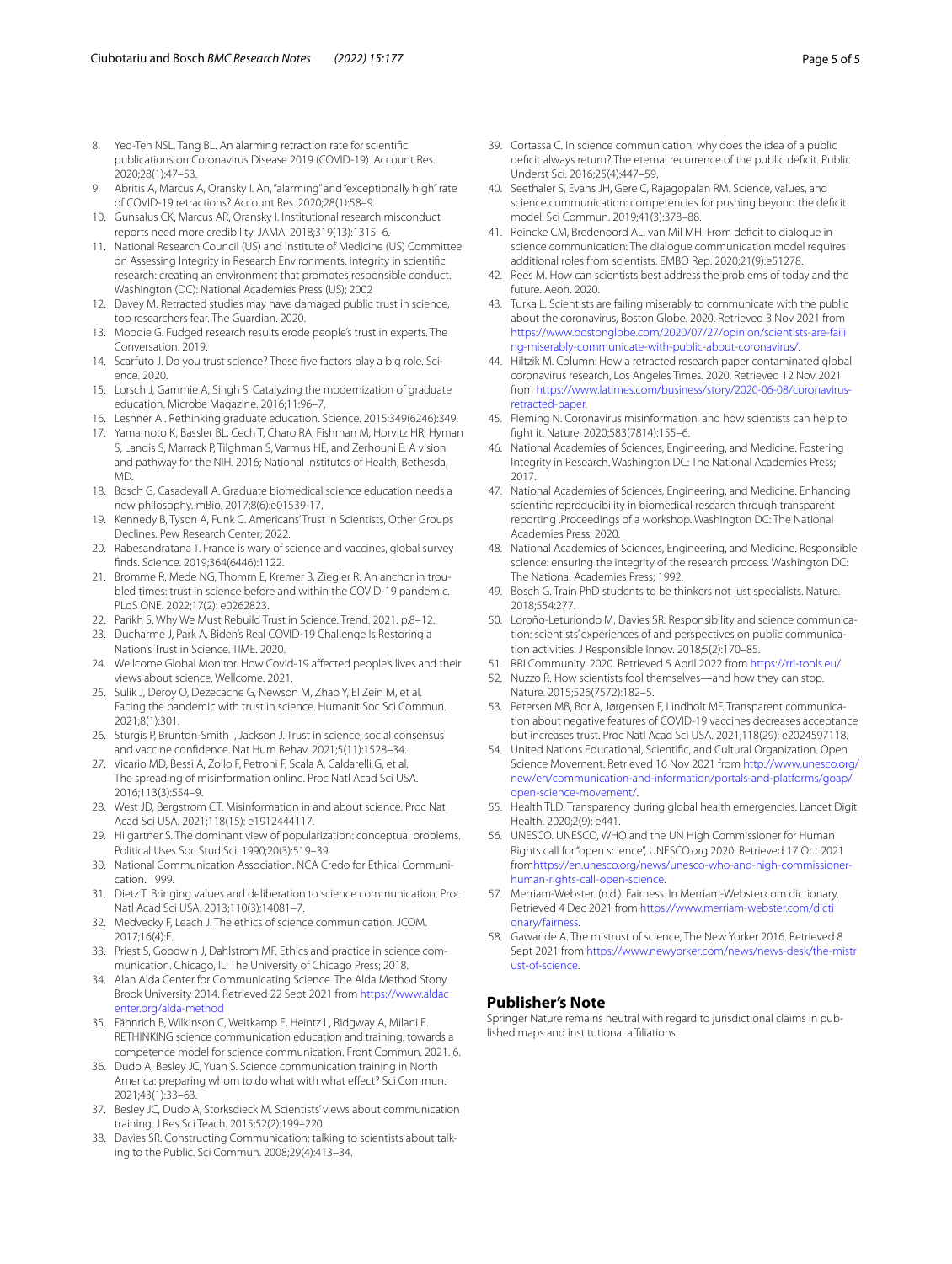8. Yeo-Teh NSL, Tang BL. An alarming retraction rate for scientific publications on Coronavirus Disease 2019 (COVID-19). Account Res. 2020;28(1):47–53.
9. Abritis A, Marcus A, Oransky I. An, "alarming" and "exceptionally high" rate of COVID-19 retractions? Account Res. 2020;28(1):58–9.
10. Gunsalus CK, Marcus AR, Oransky I. Institutional research misconduct reports need more credibility. JAMA. 2018;319(13):1315–6.
11. National Research Council (US) and Institute of Medicine (US) Committee on Assessing Integrity in Research Environments. Integrity in scientific research: creating an environment that promotes responsible conduct. Washington (DC): National Academies Press (US); 2002
12. Davey M. Retracted studies may have damaged public trust in science, top researchers fear. The Guardian. 2020.
13. Moodie G. Fudged research results erode people's trust in experts. The Conversation. 2019.
14. Scarfuto J. Do you trust science? These five factors play a big role. Science. 2020.
15. Lorsch J, Gammie A, Singh S. Catalyzing the modernization of graduate education. Microbe Magazine. 2016;11:96–7.
16. Leshner AI. Rethinking graduate education. Science. 2015;349(6246):349.
17. Yamamoto K, Bassler BL, Cech T, Charo RA, Fishman M, Horvitz HR, Hyman S, Landis S, Marrack P, Tilghman S, Varmus HE, and Zerhouni E. A vision and pathway for the NIH. 2016; National Institutes of Health, Bethesda, MD.
18. Bosch G, Casadevall A. Graduate biomedical science education needs a new philosophy. mBio. 2017;8(6):e01539-17.
19. Kennedy B, Tyson A, Funk C. Americans' Trust in Scientists, Other Groups Declines. Pew Research Center; 2022.
20. Rabesandratana T. France is wary of science and vaccines, global survey finds. Science. 2019;364(6446):1122.
21. Bromme R, Mede NG, Thomm E, Kremer B, Ziegler R. An anchor in troubled times: trust in science before and within the COVID-19 pandemic. PLoS ONE. 2022;17(2): e0262823.
22. Parikh S. Why We Must Rebuild Trust in Science. Trend. 2021. p.8–12.
23. Ducharme J, Park A. Biden's Real COVID-19 Challenge Is Restoring a Nation's Trust in Science. TIME. 2020.
24. Wellcome Global Monitor. How Covid-19 affected people's lives and their views about science. Wellcome. 2021.
25. Sulik J, Deroy O, Dezecache G, Newson M, Zhao Y, El Zein M, et al. Facing the pandemic with trust in science. Humanit Soc Sci Commun. 2021;8(1):301.
26. Sturgis P, Brunton-Smith I, Jackson J. Trust in science, social consensus and vaccine confidence. Nat Hum Behav. 2021;5(11):1528–34.
27. Vicario MD, Bessi A, Zollo F, Petroni F, Scala A, Caldarelli G, et al. The spreading of misinformation online. Proc Natl Acad Sci USA. 2016;113(3):554–9.
28. West JD, Bergstrom CT. Misinformation in and about science. Proc Natl Acad Sci USA. 2021;118(15): e1912444117.
29. Hilgartner S. The dominant view of popularization: conceptual problems. Political Uses Soc Stud Sci. 1990;20(3):519–39.
30. National Communication Association. NCA Credo for Ethical Communication. 1999.
31. Dietz T. Bringing values and deliberation to science communication. Proc Natl Acad Sci USA. 2013;110(3):14081–7.
32. Medvecky F, Leach J. The ethics of science communication. JCOM. 2017;16(4):E.
33. Priest S, Goodwin J, Dahlstrom MF. Ethics and practice in science communication. Chicago, IL: The University of Chicago Press; 2018.
34. Alan Alda Center for Communicating Science. The Alda Method Stony Brook University 2014. Retrieved 22 Sept 2021 from https://www.aldacenter.org/alda-method
35. Fähnrich B, Wilkinson C, Weitkamp E, Heintz L, Ridgway A, Milani E. RETHINKING science communication education and training: towards a competence model for science communication. Front Commun. 2021. 6.
36. Dudo A, Besley JC, Yuan S. Science communication training in North America: preparing whom to do what with what effect? Sci Commun. 2021;43(1):33–63.
37. Besley JC, Dudo A, Storksdieck M. Scientists' views about communication training. J Res Sci Teach. 2015;52(2):199–220.
38. Davies SR. Constructing Communication: talking to scientists about talking to the Public. Sci Commun. 2008;29(4):413–34.
39. Cortassa C. In science communication, why does the idea of a public deficit always return? The eternal recurrence of the public deficit. Public Underst Sci. 2016;25(4):447–59.
40. Seethaler S, Evans JH, Gere C, Rajagopalan RM. Science, values, and science communication: competencies for pushing beyond the deficit model. Sci Commun. 2019;41(3):378–88.
41. Reincke CM, Bredenoord AL, van Mil MH. From deficit to dialogue in science communication: The dialogue communication model requires additional roles from scientists. EMBO Rep. 2020;21(9):e51278.
42. Rees M. How can scientists best address the problems of today and the future. Aeon. 2020.
43. Turka L. Scientists are failing miserably to communicate with the public about the coronavirus, Boston Globe. 2020. Retrieved 3 Nov 2021 from https://www.bostonglobe.com/2020/07/27/opinion/scientists-are-failing-miserably-communicate-with-public-about-coronavirus/.
44. Hiltzik M. Column: How a retracted research paper contaminated global coronavirus research, Los Angeles Times. 2020. Retrieved 12 Nov 2021 from https://www.latimes.com/business/story/2020-06-08/coronavirus-retracted-paper.
45. Fleming N. Coronavirus misinformation, and how scientists can help to fight it. Nature. 2020;583(7814):155–6.
46. National Academies of Sciences, Engineering, and Medicine. Fostering Integrity in Research. Washington DC: The National Academies Press; 2017.
47. National Academies of Sciences, Engineering, and Medicine. Enhancing scientific reproducibility in biomedical research through transparent reporting .Proceedings of a workshop. Washington DC: The National Academies Press; 2020.
48. National Academies of Sciences, Engineering, and Medicine. Responsible science: ensuring the integrity of the research process. Washington DC: The National Academies Press; 1992.
49. Bosch G. Train PhD students to be thinkers not just specialists. Nature. 2018;554:277.
50. Loroño-Leturiondo M, Davies SR. Responsibility and science communication: scientists' experiences of and perspectives on public communication activities. J Responsible Innov. 2018;5(2):170–85.
51. RRI Community. 2020. Retrieved 5 April 2022 from https://rri-tools.eu/.
52. Nuzzo R. How scientists fool themselves—and how they can stop. Nature. 2015;526(7572):182–5.
53. Petersen MB, Bor A, Jørgensen F, Lindholt MF. Transparent communication about negative features of COVID-19 vaccines decreases acceptance but increases trust. Proc Natl Acad Sci USA. 2021;118(29): e2024597118.
54. United Nations Educational, Scientific, and Cultural Organization. Open Science Movement. Retrieved 16 Nov 2021 from http://www.unesco.org/new/en/communication-and-information/portals-and-platforms/goap/open-science-movement/.
55. Health TLD. Transparency during global health emergencies. Lancet Digit Health. 2020;2(9): e441.
56. UNESCO. UNESCO, WHO and the UN High Commissioner for Human Rights call for "open science", UNESCO.org 2020. Retrieved 17 Oct 2021 fromhttps://en.unesco.org/news/unesco-who-and-high-commissioner-human-rights-call-open-science.
57. Merriam-Webster. (n.d.). Fairness. In Merriam-Webster.com dictionary. Retrieved 4 Dec 2021 from https://www.merriam-webster.com/dictionary/fairness.
58. Gawande A. The mistrust of science, The New Yorker 2016. Retrieved 8 Sept 2021 from https://www.newyorker.com/news/news-desk/the-mistrust-of-science.

## Publisher's Note

Springer Nature remains neutral with regard to jurisdictional claims in published maps and institutional affiliations.